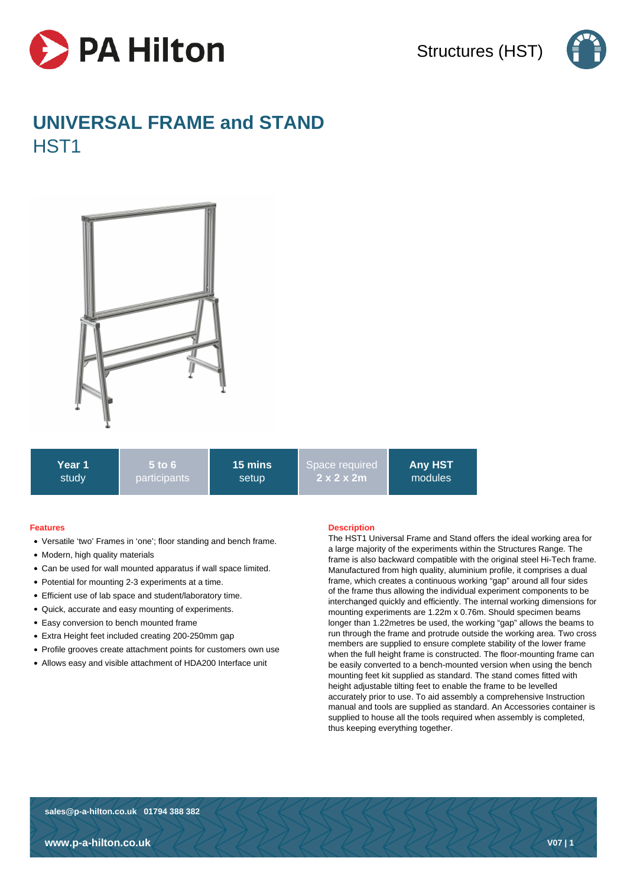Structures (HST)

# UNIVERSAL FRAME and STAND

## HST1

| Year 1 study | 5 to 6 participants | 15 mins setup | Space required 2 x 2 x 2m | Any HST modules |
|---|---|---|---|---|

### Features

- Versatile 'two' Frames in 'one'; floor standing and bench frame.
- Modern, high quality materials
- Can be used for wall mounted apparatus if wall space limited.
- Potential for mounting 2-3 experiments at a time.
- Efficient use of lab space and student/laboratory time.
- Quick, accurate and easy mounting of experiments.
- Easy conversion to bench mounted frame
- Extra Height feet included creating 200-250mm gap
- Profile grooves create attachment points for customers own use
- Allows easy and visible attachment of HDA200 Interface unit

### Description

The HST1 Universal Frame and Stand offers the ideal working area for a large majority of the experiments within the Structures Range. The frame is also backward compatible with the original steel Hi-Tech frame. Manufactured from high quality, aluminium profile, it comprises a dual frame, which creates a continuous working "gap" around all four sides of the frame thus allowing the individual experiment components to be interchanged quickly and efficiently. The internal working dimensions for mounting experiments are 1.22m x 0.76m. Should specimen beams longer than 1.22metres be used, the working "gap" allows the beams to run through the frame and protrude outside the working area. Two cross members are supplied to ensure complete stability of the lower frame when the full height frame is constructed. The floor-mounting frame can be easily converted to a bench-mounted version when using the bench mounting feet kit supplied as standard. The stand comes fitted with height adjustable tilting feet to enable the frame to be levelled accurately prior to use. To aid assembly a comprehensive Instruction manual and tools are supplied as standard. An Accessories container is supplied to house all the tools required when assembly is completed, thus keeping everything together.

sales@p-a-hilton.co.uk 01794 388 382

www.p-a-hilton.co.uk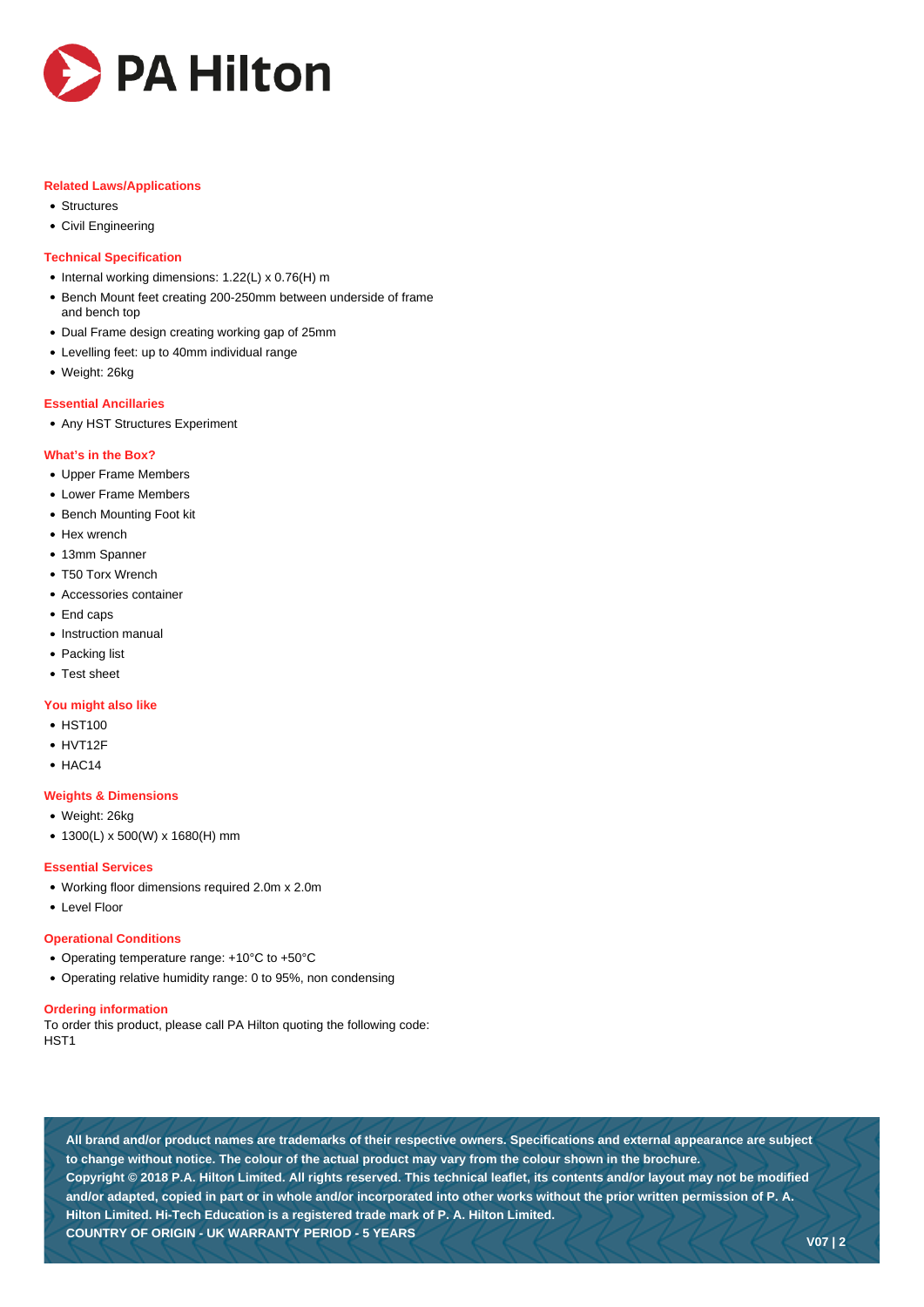## Related Laws/Applications

- Structures
- Civil Engineering

## Technical Specification

- Internal working dimensions: 1.22(L) x 0.76(H) m
- Bench Mount feet creating 200-250mm between underside of frame and bench top
- Dual Frame design creating working gap of 25mm
- Levelling feet: up to 40mm individual range
- Weight: 26kg

## Essential Ancillaries

- Any HST Structures Experiment

## What's in the Box?

- Upper Frame Members
- Lower Frame Members
- Bench Mounting Foot kit
- Hex wrench
- 13mm Spanner
- T50 Torx Wrench
- Accessories container
- End caps
- Instruction manual
- Packing list
- Test sheet

## You might also like

- HST100
- HVT12F
- HAC14

## Weights & Dimensions

- Weight: 26kg
- 1300(L) x 500(W) x 1680(H) mm

## Essential Services

- Working floor dimensions required 2.0m x 2.0m
- Level Floor

## Operational Conditions

- Operating temperature range: +10°C to +50°C
- Operating relative humidity range: 0 to 95%, non condensing

## Ordering information

To order this product, please call PA Hilton quoting the following code:
HST1

**All brand and/or product names are trademarks of their respective owners. Specifications and external appearance are subject to change without notice. The colour of the actual product may vary from the colour shown in the brochure.**
**Copyright © 2018 P.A. Hilton Limited. All rights reserved. This technical leaflet, its contents and/or layout may not be modified and/or adapted, copied in part or in whole and/or incorporated into other works without the prior written permission of P. A. Hilton Limited. Hi-Tech Education is a registered trade mark of P. A. Hilton Limited.**
**COUNTRY OF ORIGIN - UK WARRANTY PERIOD - 5 YEARS**